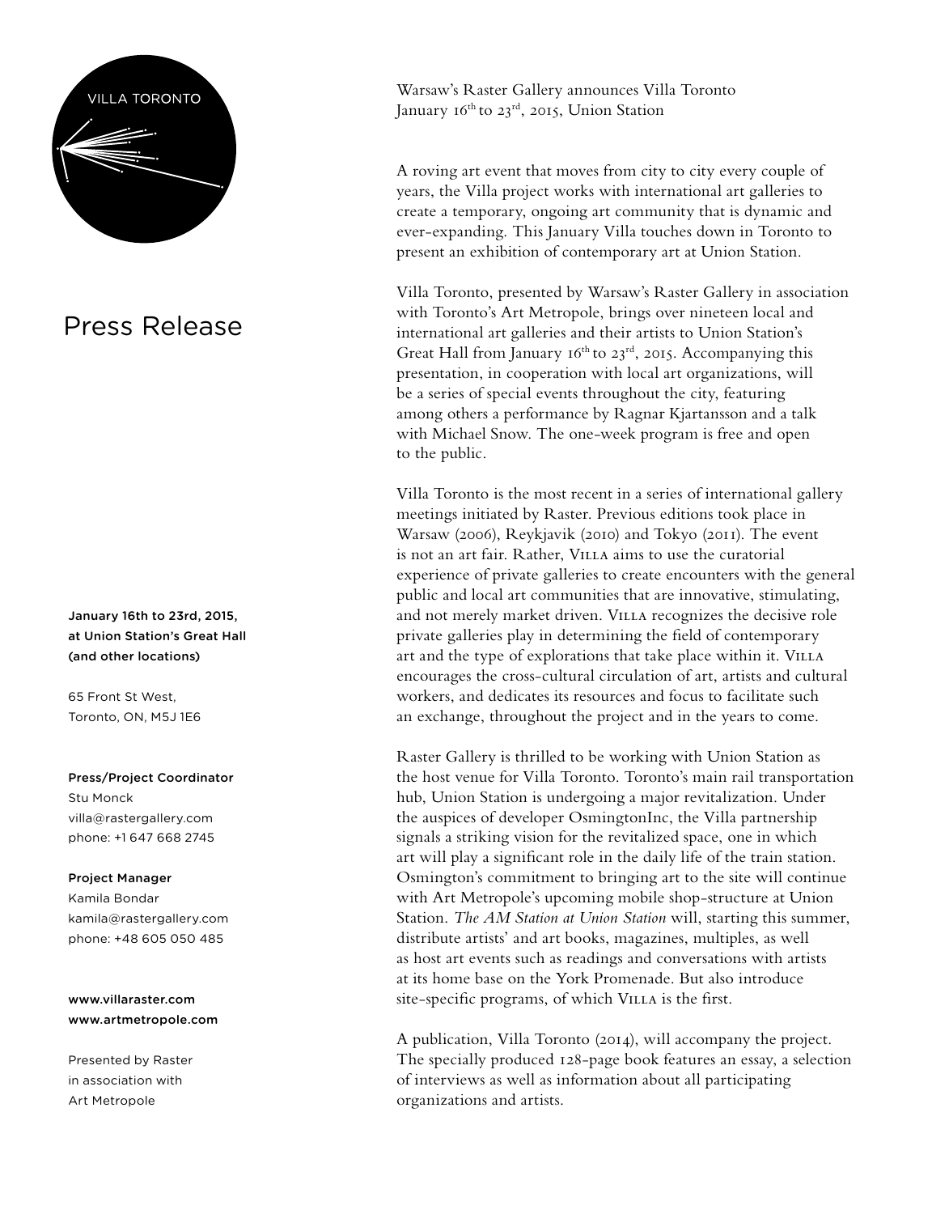VILLA TORONTO

# Press Release

**January 16th to 23rd, 2015, at Union Station's Great Hall (and other locations)**

65 Front St West,
Toronto, ON, M5J 1E6

**Press/Project Coordinator**
Stu Monck
villa@rastergallery.com
phone: +1 647 668 2745

**Project Manager**
Kamila Bondar
kamila@rastergallery.com
phone: +48 605 050 485

**www.villaraster.com**
**www.artmetropole.com**

Presented by Raster
in association with
Art Metropole

Warsaw's Raster Gallery announces Villa Toronto
January 16th to 23rd, 2015, Union Station

A roving art event that moves from city to city every couple of years, the Villa project works with international art galleries to create a temporary, ongoing art community that is dynamic and ever-expanding. This January Villa touches down in Toronto to present an exhibition of contemporary art at Union Station.

Villa Toronto, presented by Warsaw's Raster Gallery in association with Toronto's Art Metropole, brings over nineteen local and international art galleries and their artists to Union Station's Great Hall from January 16th to 23rd, 2015. Accompanying this presentation, in cooperation with local art organizations, will be a series of special events throughout the city, featuring among others a performance by Ragnar Kjartansson and a talk with Michael Snow. The one-week program is free and open to the public.

Villa Toronto is the most recent in a series of international gallery meetings initiated by Raster. Previous editions took place in Warsaw (2006), Reykjavik (2010) and Tokyo (2011). The event is not an art fair. Rather, Villa aims to use the curatorial experience of private galleries to create encounters with the general public and local art communities that are innovative, stimulating, and not merely market driven. Villa recognizes the decisive role private galleries play in determining the field of contemporary art and the type of explorations that take place within it. Villa encourages the cross-cultural circulation of art, artists and cultural workers, and dedicates its resources and focus to facilitate such an exchange, throughout the project and in the years to come.

Raster Gallery is thrilled to be working with Union Station as the host venue for Villa Toronto. Toronto's main rail transportation hub, Union Station is undergoing a major revitalization. Under the auspices of developer OsmingtonInc, the Villa partnership signals a striking vision for the revitalized space, one in which art will play a significant role in the daily life of the train station. Osmington's commitment to bringing art to the site will continue with Art Metropole's upcoming mobile shop-structure at Union Station. *The AM Station at Union Station* will, starting this summer, distribute artists' and art books, magazines, multiples, as well as host art events such as readings and conversations with artists at its home base on the York Promenade. But also introduce site-specific programs, of which Villa is the first.

A publication, Villa Toronto (2014), will accompany the project. The specially produced 128-page book features an essay, a selection of interviews as well as information about all participating organizations and artists.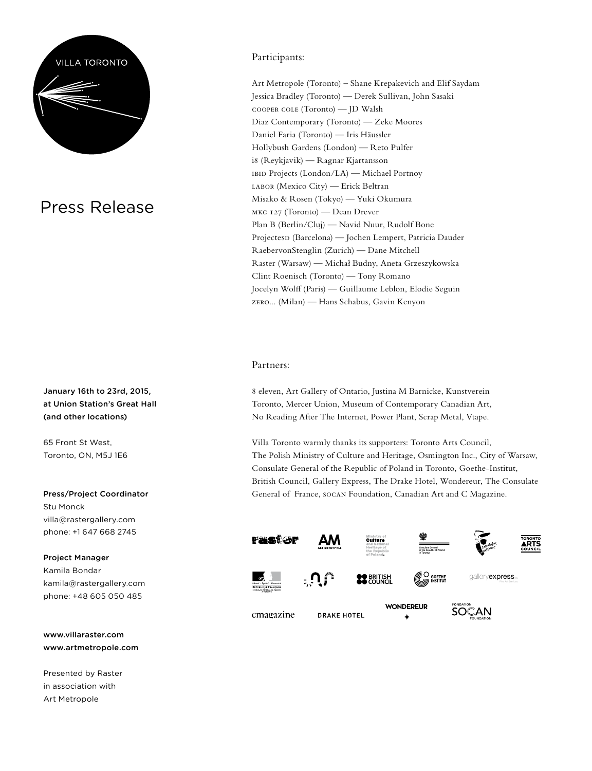VILLA TORONTO

# Press Release

Participants:

Art Metropole (Toronto) – Shane Krepakevich and Elif Saydam
Jessica Bradley (Toronto) — Derek Sullivan, John Sasaki
COOPER COLE (Toronto) — JD Walsh
Diaz Contemporary (Toronto) — Zeke Moores
Daniel Faria (Toronto) — Iris Häussler
Hollybush Gardens (London) — Reto Pulfer
i8 (Reykjavik) — Ragnar Kjartansson
IBID Projects (London/LA) — Michael Portnoy
LABOR (Mexico City) — Erick Beltran
Misako & Rosen (Tokyo) — Yuki Okumura
MKG 127 (Toronto) — Dean Drever
Plan B (Berlin/Cluj) — Navid Nuur, Rudolf Bone
ProjectesD (Barcelona) — Jochen Lempert, Patricia Dauder
RaebervonStenglin (Zurich) — Dane Mitchell
Raster (Warsaw) — Michał Budny, Aneta Grzeszykowska
Clint Roenisch (Toronto) — Tony Romano
Jocelyn Wolff (Paris) — Guillaume Leblon, Elodie Seguin
ZERO... (Milan) — Hans Schabus, Gavin Kenyon

Partners:

8 eleven, Art Gallery of Ontario, Justina M Barnicke, Kunstverein Toronto, Mercer Union, Museum of Contemporary Canadian Art, No Reading After The Internet, Power Plant, Scrap Metal, Vtape.

Villa Toronto warmly thanks its supporters: Toronto Arts Council, The Polish Ministry of Culture and Heritage, Osmington Inc., City of Warsaw, Consulate General of the Republic of Poland in Toronto, Goethe-Institut, British Council, Gallery Express, The Drake Hotel, Wondereur, The Consulate General of France, SOCAN Foundation, Canadian Art and C Magazine.

January 16th to 23rd, 2015,
at Union Station's Great Hall
(and other locations)

65 Front St West,
Toronto, ON, M5J 1E6

**Press/Project Coordinator**
Stu Monck
villa@rastergallery.com
phone: +1 647 668 2745

**Project Manager**
Kamila Bondar
kamila@rastergallery.com
phone: +48 605 050 485

www.villaraster.com
www.artmetropole.com

Presented by Raster
in association with
Art Metropole